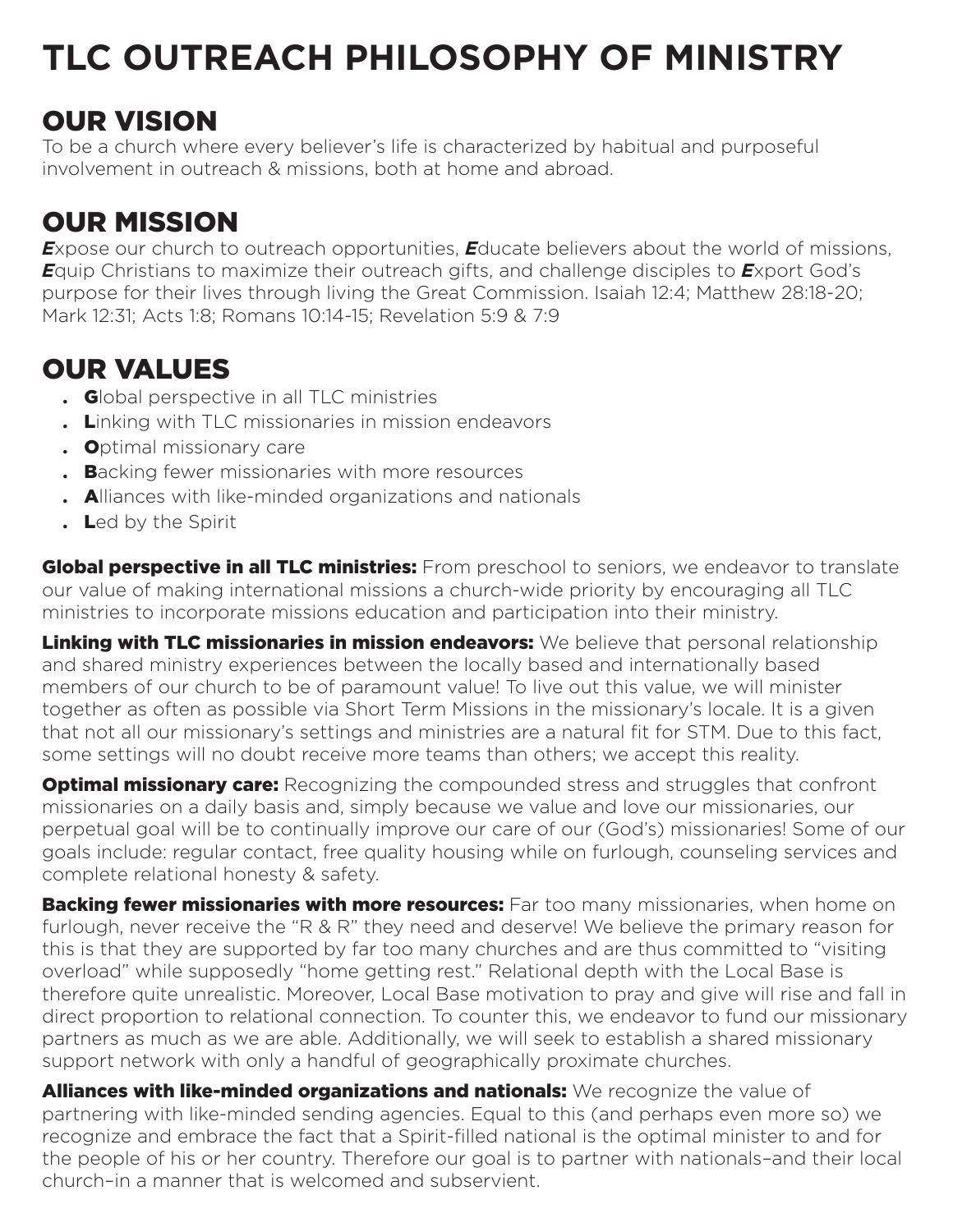# TLC OUTREACH PHILOSOPHY OF MINISTRY

## OUR VISION

To be a church where every believer's life is characterized by habitual and purposeful involvement in outreach & missions, both at home and abroad.

## OUR MISSION

***E***xpose our church to outreach opportunities, ***E***ducate believers about the world of missions, ***E***quip Christians to maximize their outreach gifts, and challenge disciples to ***E***xport God's purpose for their lives through living the Great Commission. Isaiah 12:4; Matthew 28:18-20; Mark 12:31; Acts 1:8; Romans 10:14-15; Revelation 5:9 & 7:9

## OUR VALUES

- **G**lobal perspective in all TLC ministries
- **L**inking with TLC missionaries in mission endeavors
- **O**ptimal missionary care
- **B**acking fewer missionaries with more resources
- **A**lliances with like-minded organizations and nationals
- **L**ed by the Spirit

**Global perspective in all TLC ministries:** From preschool to seniors, we endeavor to translate our value of making international missions a church-wide priority by encouraging all TLC ministries to incorporate missions education and participation into their ministry.

**Linking with TLC missionaries in mission endeavors:** We believe that personal relationship and shared ministry experiences between the locally based and internationally based members of our church to be of paramount value! To live out this value, we will minister together as often as possible via Short Term Missions in the missionary's locale. It is a given that not all our missionary's settings and ministries are a natural fit for STM. Due to this fact, some settings will no doubt receive more teams than others; we accept this reality.

**Optimal missionary care:** Recognizing the compounded stress and struggles that confront missionaries on a daily basis and, simply because we value and love our missionaries, our perpetual goal will be to continually improve our care of our (God's) missionaries! Some of our goals include: regular contact, free quality housing while on furlough, counseling services and complete relational honesty & safety.

**Backing fewer missionaries with more resources:** Far too many missionaries, when home on furlough, never receive the "R & R" they need and deserve! We believe the primary reason for this is that they are supported by far too many churches and are thus committed to "visiting overload" while supposedly "home getting rest." Relational depth with the Local Base is therefore quite unrealistic. Moreover, Local Base motivation to pray and give will rise and fall in direct proportion to relational connection. To counter this, we endeavor to fund our missionary partners as much as we are able. Additionally, we will seek to establish a shared missionary support network with only a handful of geographically proximate churches.

**Alliances with like-minded organizations and nationals:** We recognize the value of partnering with like-minded sending agencies. Equal to this (and perhaps even more so) we recognize and embrace the fact that a Spirit-filled national is the optimal minister to and for the people of his or her country. Therefore our goal is to partner with nationals–and their local church–in a manner that is welcomed and subservient.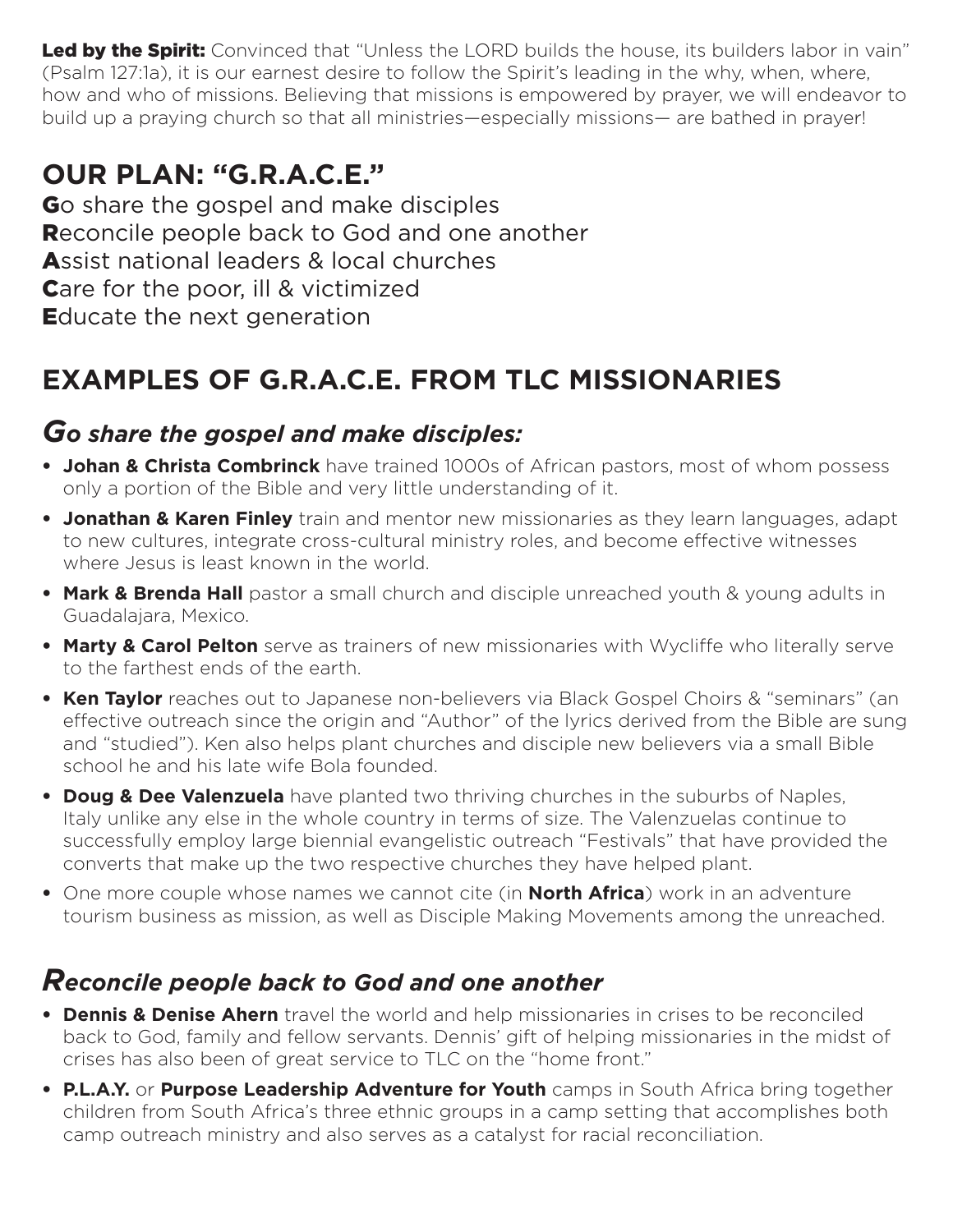**Led by the Spirit:** Convinced that "Unless the LORD builds the house, its builders labor in vain" (Psalm 127:1a), it is our earnest desire to follow the Spirit's leading in the why, when, where, how and who of missions. Believing that missions is empowered by prayer, we will endeavor to build up a praying church so that all ministries—especially missions— are bathed in prayer!

## OUR PLAN: "G.R.A.C.E."

**G**o share the gospel and make disciples
**R**econcile people back to God and one another
**A**ssist national leaders & local churches
**C**are for the poor, ill & victimized
**E**ducate the next generation

## EXAMPLES OF G.R.A.C.E. FROM TLC MISSIONARIES

### *Go share the gospel and make disciples:*

- **Johan & Christa Combrinck** have trained 1000s of African pastors, most of whom possess only a portion of the Bible and very little understanding of it.
- **Jonathan & Karen Finley** train and mentor new missionaries as they learn languages, adapt to new cultures, integrate cross-cultural ministry roles, and become effective witnesses where Jesus is least known in the world.
- **Mark & Brenda Hall** pastor a small church and disciple unreached youth & young adults in Guadalajara, Mexico.
- **Marty & Carol Pelton** serve as trainers of new missionaries with Wycliffe who literally serve to the farthest ends of the earth.
- **Ken Taylor** reaches out to Japanese non-believers via Black Gospel Choirs & "seminars" (an effective outreach since the origin and "Author" of the lyrics derived from the Bible are sung and "studied"). Ken also helps plant churches and disciple new believers via a small Bible school he and his late wife Bola founded.
- **Doug & Dee Valenzuela** have planted two thriving churches in the suburbs of Naples, Italy unlike any else in the whole country in terms of size. The Valenzuelas continue to successfully employ large biennial evangelistic outreach "Festivals" that have provided the converts that make up the two respective churches they have helped plant.
- One more couple whose names we cannot cite (in **North Africa**) work in an adventure tourism business as mission, as well as Disciple Making Movements among the unreached.

### *Reconcile people back to God and one another*

- **Dennis & Denise Ahern** travel the world and help missionaries in crises to be reconciled back to God, family and fellow servants. Dennis' gift of helping missionaries in the midst of crises has also been of great service to TLC on the "home front."
- **P.L.A.Y.** or **Purpose Leadership Adventure for Youth** camps in South Africa bring together children from South Africa's three ethnic groups in a camp setting that accomplishes both camp outreach ministry and also serves as a catalyst for racial reconciliation.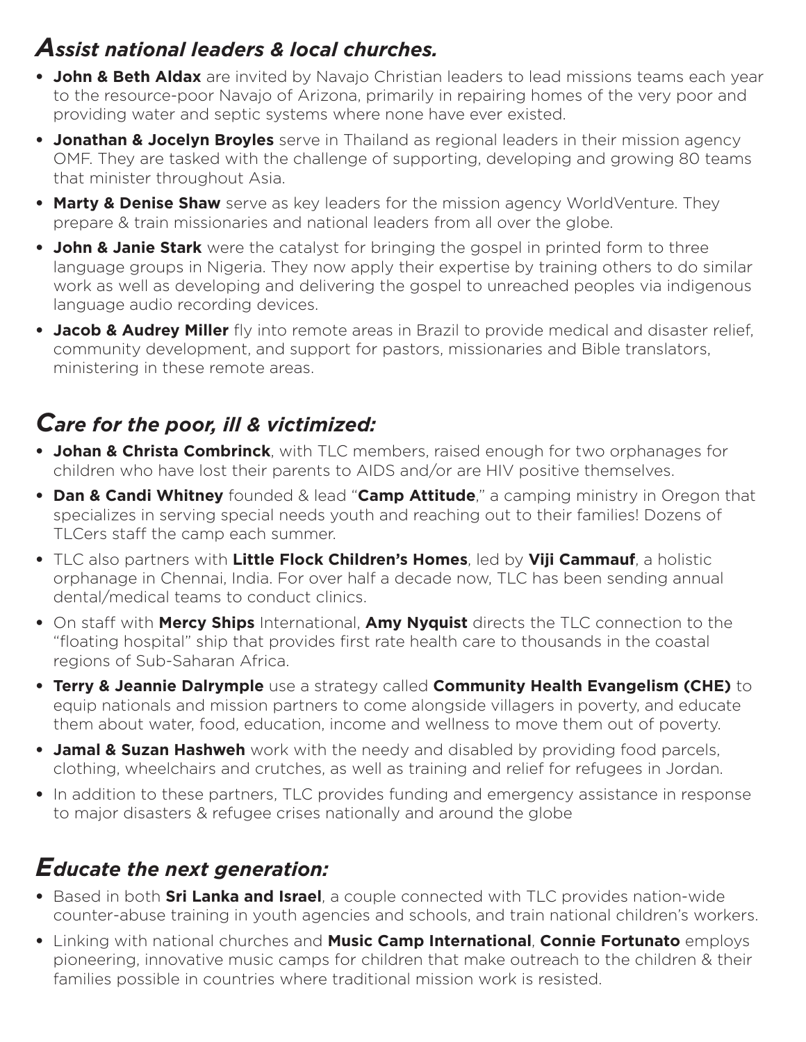## *Assist national leaders & local churches.*

- **John & Beth Aldax** are invited by Navajo Christian leaders to lead missions teams each year to the resource-poor Navajo of Arizona, primarily in repairing homes of the very poor and providing water and septic systems where none have ever existed.
- **Jonathan & Jocelyn Broyles** serve in Thailand as regional leaders in their mission agency OMF. They are tasked with the challenge of supporting, developing and growing 80 teams that minister throughout Asia.
- **Marty & Denise Shaw** serve as key leaders for the mission agency WorldVenture. They prepare & train missionaries and national leaders from all over the globe.
- **John & Janie Stark** were the catalyst for bringing the gospel in printed form to three language groups in Nigeria. They now apply their expertise by training others to do similar work as well as developing and delivering the gospel to unreached peoples via indigenous language audio recording devices.
- **Jacob & Audrey Miller** fly into remote areas in Brazil to provide medical and disaster relief, community development, and support for pastors, missionaries and Bible translators, ministering in these remote areas.

## *Care for the poor, ill & victimized:*

- **Johan & Christa Combrinck**, with TLC members, raised enough for two orphanages for children who have lost their parents to AIDS and/or are HIV positive themselves.
- **Dan & Candi Whitney** founded & lead "**Camp Attitude**," a camping ministry in Oregon that specializes in serving special needs youth and reaching out to their families! Dozens of TLCers staff the camp each summer.
- TLC also partners with **Little Flock Children's Homes**, led by **Viji Cammauf**, a holistic orphanage in Chennai, India. For over half a decade now, TLC has been sending annual dental/medical teams to conduct clinics.
- On staff with **Mercy Ships** International, **Amy Nyquist** directs the TLC connection to the "floating hospital" ship that provides first rate health care to thousands in the coastal regions of Sub-Saharan Africa.
- **Terry & Jeannie Dalrymple** use a strategy called **Community Health Evangelism (CHE)** to equip nationals and mission partners to come alongside villagers in poverty, and educate them about water, food, education, income and wellness to move them out of poverty.
- **Jamal & Suzan Hashweh** work with the needy and disabled by providing food parcels, clothing, wheelchairs and crutches, as well as training and relief for refugees in Jordan.
- In addition to these partners, TLC provides funding and emergency assistance in response to major disasters & refugee crises nationally and around the globe

## *Educate the next generation:*

- Based in both **Sri Lanka and Israel**, a couple connected with TLC provides nation-wide counter-abuse training in youth agencies and schools, and train national children's workers.
- Linking with national churches and **Music Camp International**, **Connie Fortunato** employs pioneering, innovative music camps for children that make outreach to the children & their families possible in countries where traditional mission work is resisted.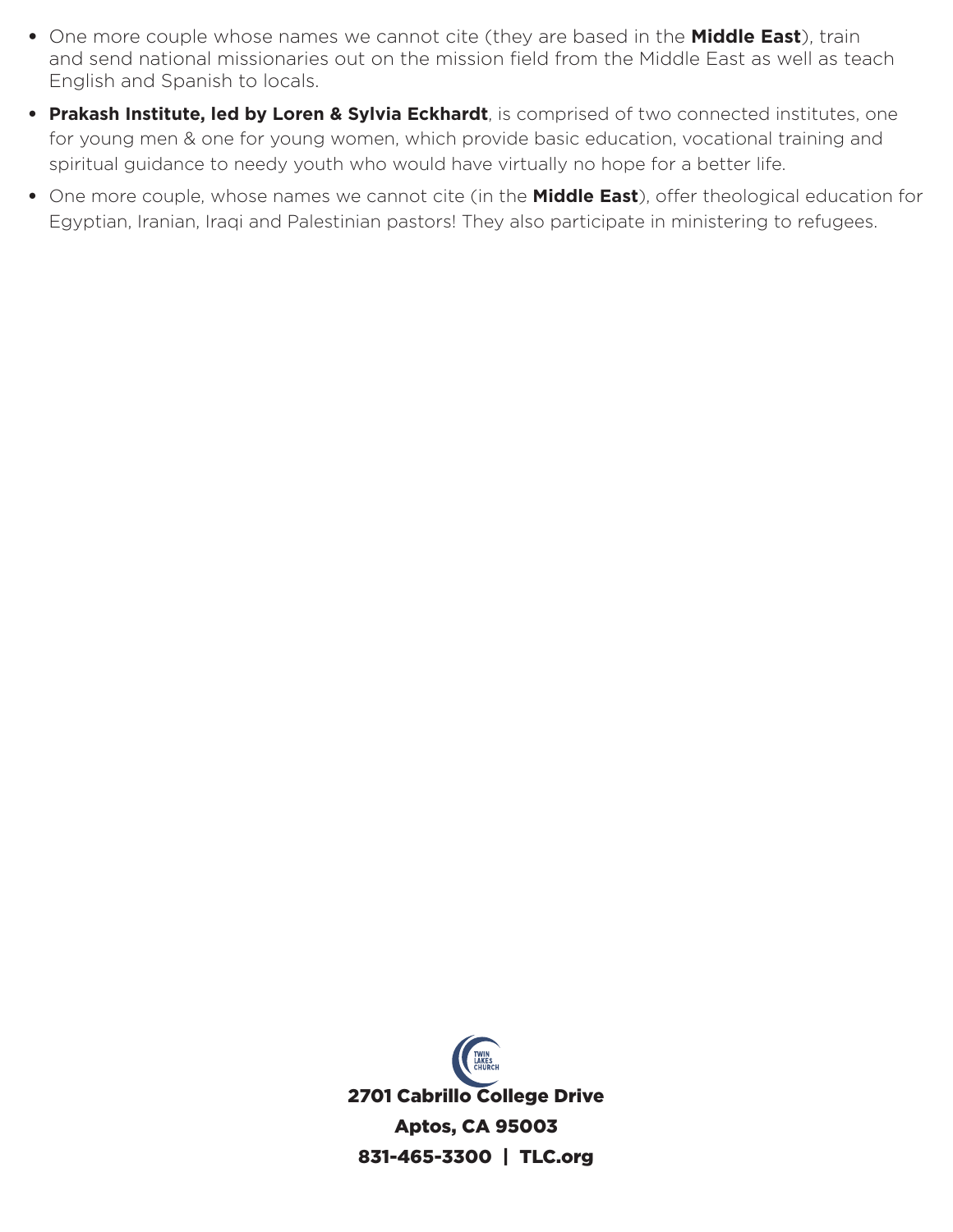- One more couple whose names we cannot cite (they are based in the **Middle East**), train and send national missionaries out on the mission field from the Middle East as well as teach English and Spanish to locals.
- **Prakash Institute, led by Loren & Sylvia Eckhardt**, is comprised of two connected institutes, one for young men & one for young women, which provide basic education, vocational training and spiritual guidance to needy youth who would have virtually no hope for a better life.
- One more couple, whose names we cannot cite (in the **Middle East**), offer theological education for Egyptian, Iranian, Iraqi and Palestinian pastors! They also participate in ministering to refugees.

TWIN LAKES CHURCH

**2701 Cabrillo College Drive**

**Aptos, CA 95003**

**831-465-3300 | TLC.org**